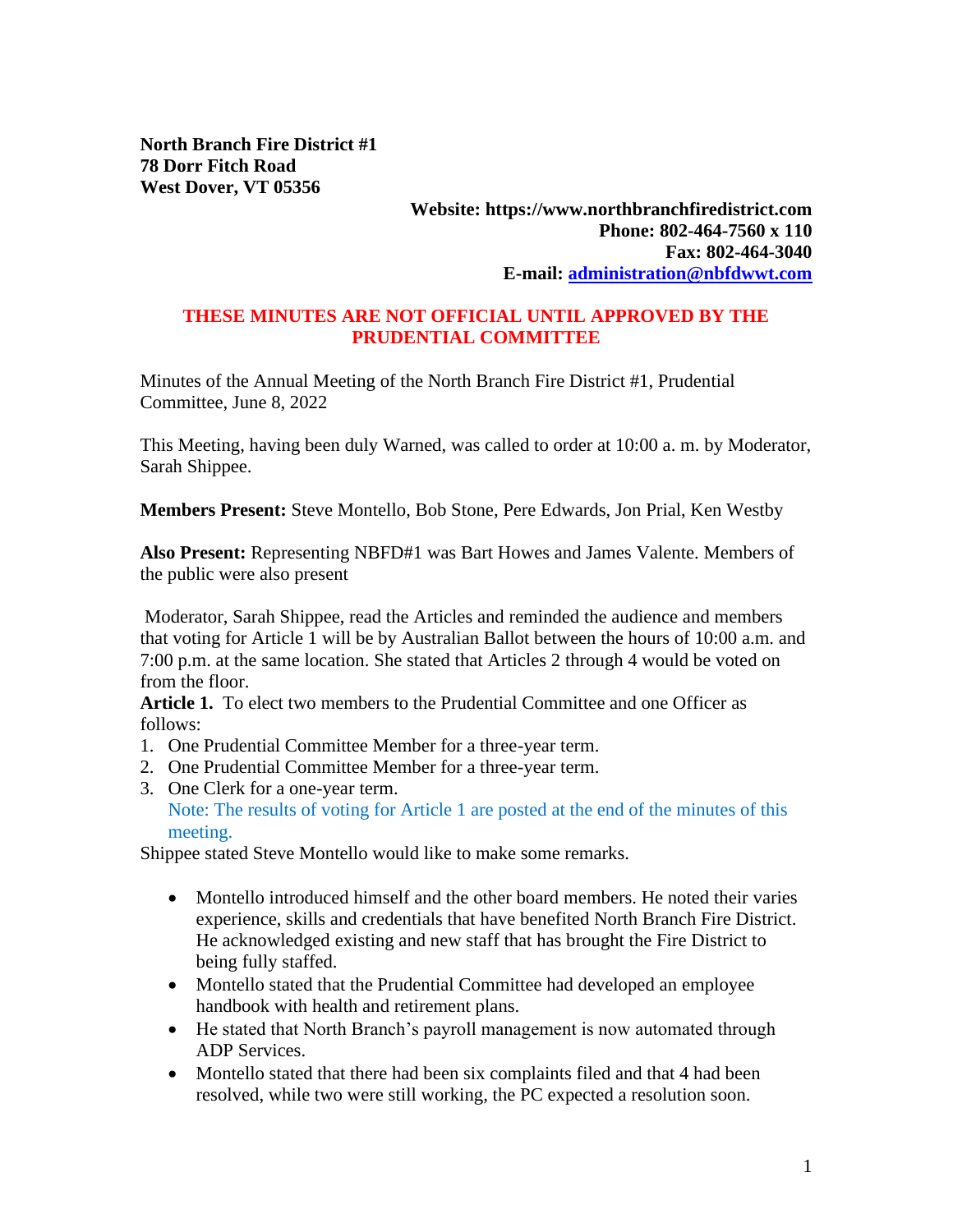**North Branch Fire District #1**
**78 Dorr Fitch Road**
**West Dover, VT 05356**

**Website: https://www.northbranchfiredistrict.com**
**Phone: 802-464-7560 x 110**
**Fax: 802-464-3040**
**E-mail: [administration@nbfdwwt.com](mailto:administration@nbfdwwt.com)**

**THESE MINUTES ARE NOT OFFICIAL UNTIL APPROVED BY THE PRUDENTIAL COMMITTEE**

Minutes of the Annual Meeting of the North Branch Fire District #1, Prudential Committee, June 8, 2022

This Meeting, having been duly Warned, was called to order at 10:00 a. m. by Moderator, Sarah Shippee.

**Members Present:** Steve Montello, Bob Stone, Pere Edwards, Jon Prial, Ken Westby

**Also Present:** Representing NBFD#1 was Bart Howes and James Valente. Members of the public were also present

Moderator, Sarah Shippee, read the Articles and reminded the audience and members that voting for Article 1 will be by Australian Ballot between the hours of 10:00 a.m. and 7:00 p.m. at the same location. She stated that Articles 2 through 4 would be voted on from the floor.

**Article 1.** To elect two members to the Prudential Committee and one Officer as follows:

1. One Prudential Committee Member for a three-year term.
2. One Prudential Committee Member for a three-year term.
3. One Clerk for a one-year term.
   Note: The results of voting for Article 1 are posted at the end of the minutes of this meeting.

Shippee stated Steve Montello would like to make some remarks.

- Montello introduced himself and the other board members. He noted their varies experience, skills and credentials that have benefited North Branch Fire District. He acknowledged existing and new staff that has brought the Fire District to being fully staffed.
- Montello stated that the Prudential Committee had developed an employee handbook with health and retirement plans.
- He stated that North Branch's payroll management is now automated through ADP Services.
- Montello stated that there had been six complaints filed and that 4 had been resolved, while two were still working, the PC expected a resolution soon.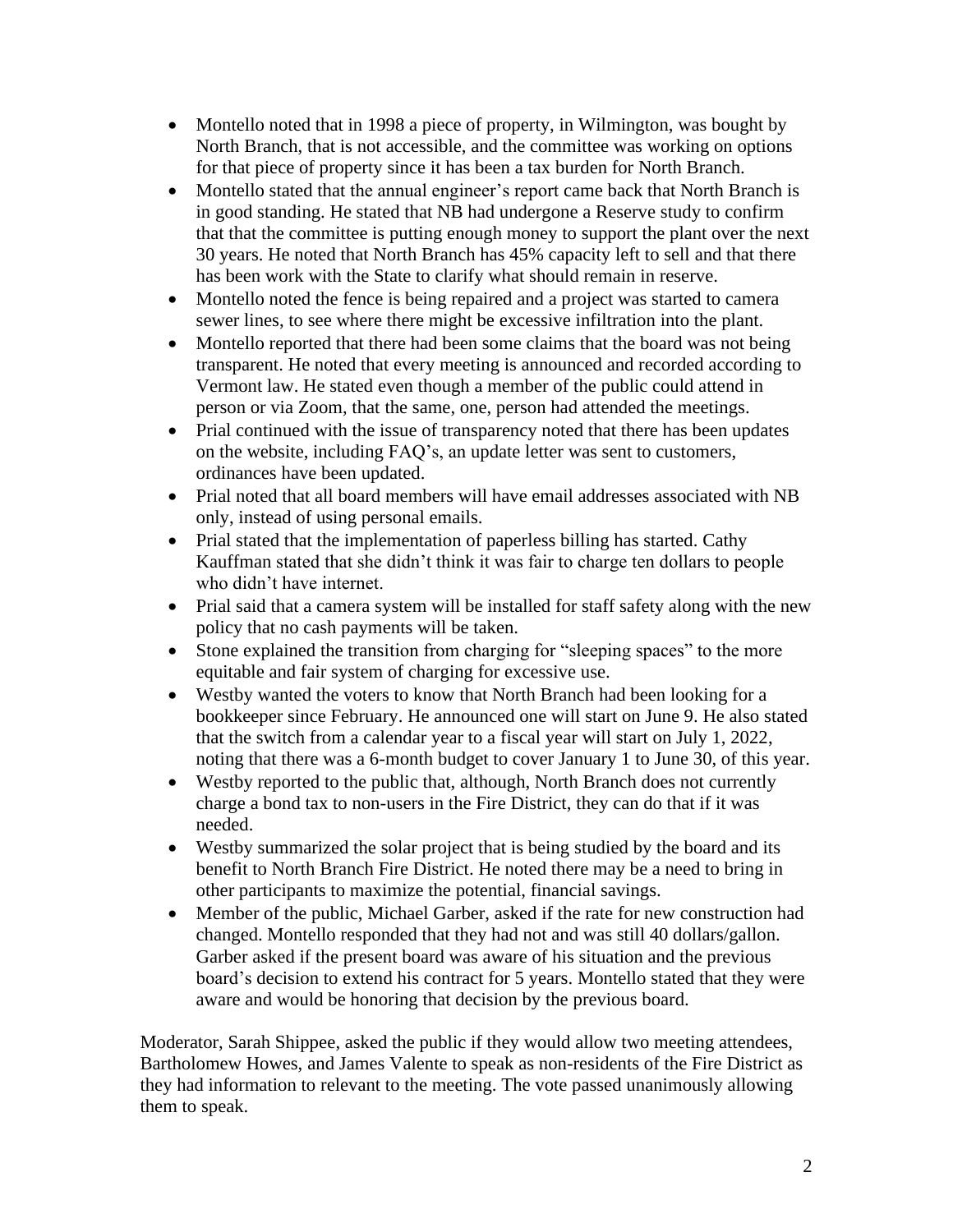- Montello noted that in 1998 a piece of property, in Wilmington, was bought by North Branch, that is not accessible, and the committee was working on options for that piece of property since it has been a tax burden for North Branch.
- Montello stated that the annual engineer's report came back that North Branch is in good standing. He stated that NB had undergone a Reserve study to confirm that that the committee is putting enough money to support the plant over the next 30 years. He noted that North Branch has 45% capacity left to sell and that there has been work with the State to clarify what should remain in reserve.
- Montello noted the fence is being repaired and a project was started to camera sewer lines, to see where there might be excessive infiltration into the plant.
- Montello reported that there had been some claims that the board was not being transparent. He noted that every meeting is announced and recorded according to Vermont law. He stated even though a member of the public could attend in person or via Zoom, that the same, one, person had attended the meetings.
- Prial continued with the issue of transparency noted that there has been updates on the website, including FAQ's, an update letter was sent to customers, ordinances have been updated.
- Prial noted that all board members will have email addresses associated with NB only, instead of using personal emails.
- Prial stated that the implementation of paperless billing has started. Cathy Kauffman stated that she didn't think it was fair to charge ten dollars to people who didn't have internet.
- Prial said that a camera system will be installed for staff safety along with the new policy that no cash payments will be taken.
- Stone explained the transition from charging for "sleeping spaces" to the more equitable and fair system of charging for excessive use.
- Westby wanted the voters to know that North Branch had been looking for a bookkeeper since February. He announced one will start on June 9. He also stated that the switch from a calendar year to a fiscal year will start on July 1, 2022, noting that there was a 6-month budget to cover January 1 to June 30, of this year.
- Westby reported to the public that, although, North Branch does not currently charge a bond tax to non-users in the Fire District, they can do that if it was needed.
- Westby summarized the solar project that is being studied by the board and its benefit to North Branch Fire District. He noted there may be a need to bring in other participants to maximize the potential, financial savings.
- Member of the public, Michael Garber, asked if the rate for new construction had changed. Montello responded that they had not and was still 40 dollars/gallon. Garber asked if the present board was aware of his situation and the previous board's decision to extend his contract for 5 years. Montello stated that they were aware and would be honoring that decision by the previous board.

Moderator, Sarah Shippee, asked the public if they would allow two meeting attendees, Bartholomew Howes, and James Valente to speak as non-residents of the Fire District as they had information to relevant to the meeting. The vote passed unanimously allowing them to speak.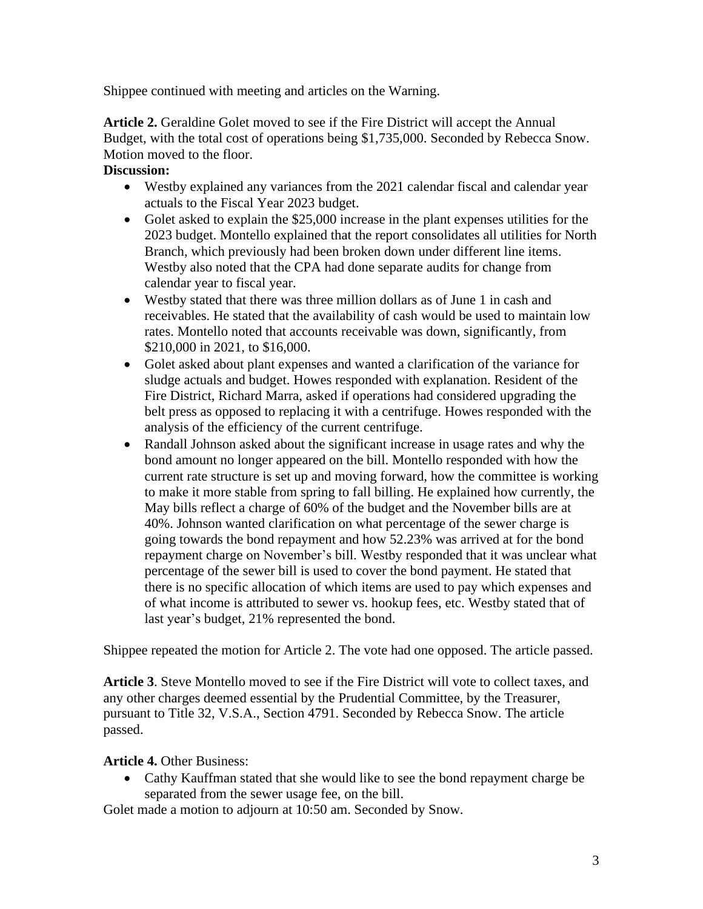Shippee continued with meeting and articles on the Warning.

**Article 2.** Geraldine Golet moved to see if the Fire District will accept the Annual Budget, with the total cost of operations being $1,735,000. Seconded by Rebecca Snow. Motion moved to the floor.

**Discussion:**

- Westby explained any variances from the 2021 calendar fiscal and calendar year actuals to the Fiscal Year 2023 budget.
- Golet asked to explain the $25,000 increase in the plant expenses utilities for the 2023 budget. Montello explained that the report consolidates all utilities for North Branch, which previously had been broken down under different line items. Westby also noted that the CPA had done separate audits for change from calendar year to fiscal year.
- Westby stated that there was three million dollars as of June 1 in cash and receivables. He stated that the availability of cash would be used to maintain low rates. Montello noted that accounts receivable was down, significantly, from $210,000 in 2021, to $16,000.
- Golet asked about plant expenses and wanted a clarification of the variance for sludge actuals and budget. Howes responded with explanation. Resident of the Fire District, Richard Marra, asked if operations had considered upgrading the belt press as opposed to replacing it with a centrifuge. Howes responded with the analysis of the efficiency of the current centrifuge.
- Randall Johnson asked about the significant increase in usage rates and why the bond amount no longer appeared on the bill. Montello responded with how the current rate structure is set up and moving forward, how the committee is working to make it more stable from spring to fall billing. He explained how currently, the May bills reflect a charge of 60% of the budget and the November bills are at 40%. Johnson wanted clarification on what percentage of the sewer charge is going towards the bond repayment and how 52.23% was arrived at for the bond repayment charge on November's bill. Westby responded that it was unclear what percentage of the sewer bill is used to cover the bond payment. He stated that there is no specific allocation of which items are used to pay which expenses and of what income is attributed to sewer vs. hookup fees, etc. Westby stated that of last year's budget, 21% represented the bond.

Shippee repeated the motion for Article 2. The vote had one opposed. The article passed.

**Article 3**. Steve Montello moved to see if the Fire District will vote to collect taxes, and any other charges deemed essential by the Prudential Committee, by the Treasurer, pursuant to Title 32, V.S.A., Section 4791. Seconded by Rebecca Snow. The article passed.

**Article 4.** Other Business:

- Cathy Kauffman stated that she would like to see the bond repayment charge be separated from the sewer usage fee, on the bill.

Golet made a motion to adjourn at 10:50 am. Seconded by Snow.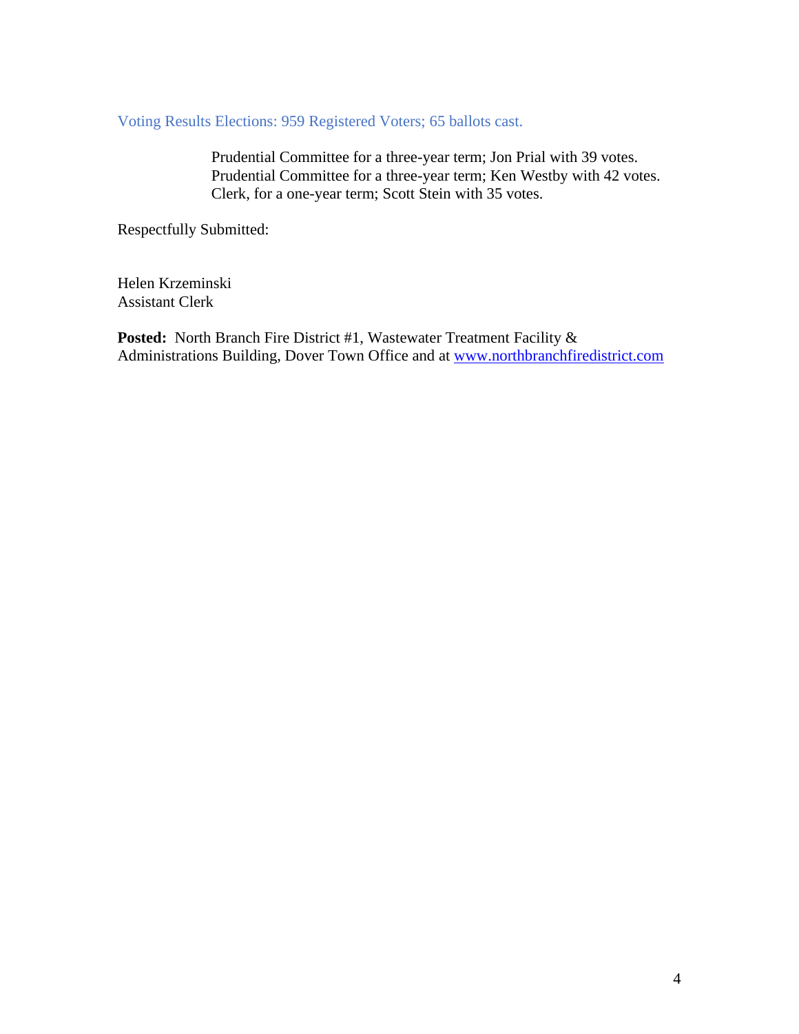Voting Results Elections: 959 Registered Voters; 65 ballots cast.

> Prudential Committee for a three-year term; Jon Prial with 39 votes.
> Prudential Committee for a three-year term; Ken Westby with 42 votes.
> Clerk, for a one-year term; Scott Stein with 35 votes.

Respectfully Submitted:

Helen Krzeminski
Assistant Clerk

**Posted:** North Branch Fire District #1, Wastewater Treatment Facility & Administrations Building, Dover Town Office and at [www.northbranchfiredistrict.com](http://www.northbranchfiredistrict.com)